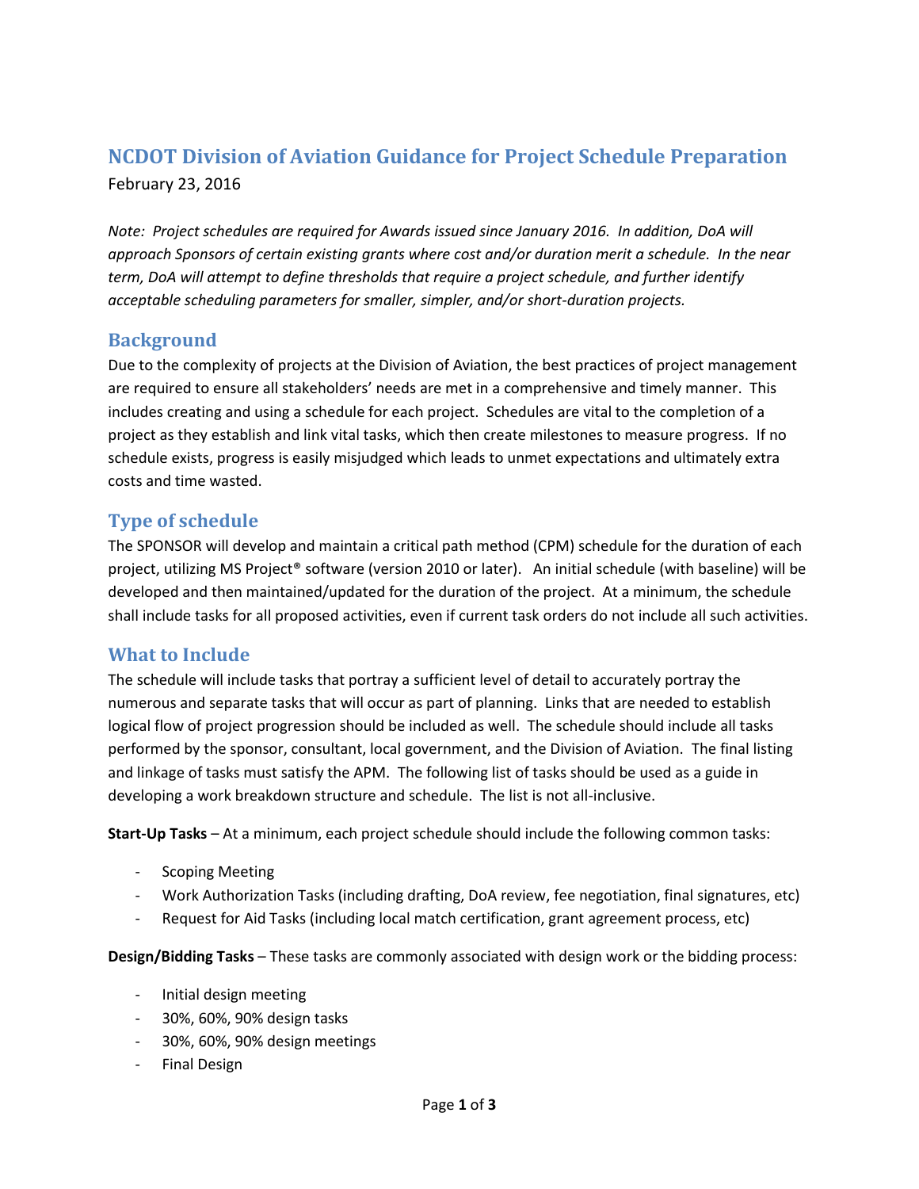# NCDOT Division of Aviation Guidance for Project Schedule Preparation

February 23, 2016

*Note: Project schedules are required for Awards issued since January 2016. In addition, DoA will approach Sponsors of certain existing grants where cost and/or duration merit a schedule. In the near term, DoA will attempt to define thresholds that require a project schedule, and further identify acceptable scheduling parameters for smaller, simpler, and/or short-duration projects.*

## Background

Due to the complexity of projects at the Division of Aviation, the best practices of project management are required to ensure all stakeholders' needs are met in a comprehensive and timely manner. This includes creating and using a schedule for each project. Schedules are vital to the completion of a project as they establish and link vital tasks, which then create milestones to measure progress. If no schedule exists, progress is easily misjudged which leads to unmet expectations and ultimately extra costs and time wasted.

## Type of schedule

The SPONSOR will develop and maintain a critical path method (CPM) schedule for the duration of each project, utilizing MS Project® software (version 2010 or later). An initial schedule (with baseline) will be developed and then maintained/updated for the duration of the project. At a minimum, the schedule shall include tasks for all proposed activities, even if current task orders do not include all such activities.

## What to Include

The schedule will include tasks that portray a sufficient level of detail to accurately portray the numerous and separate tasks that will occur as part of planning. Links that are needed to establish logical flow of project progression should be included as well. The schedule should include all tasks performed by the sponsor, consultant, local government, and the Division of Aviation. The final listing and linkage of tasks must satisfy the APM. The following list of tasks should be used as a guide in developing a work breakdown structure and schedule. The list is not all-inclusive.

**Start-Up Tasks** – At a minimum, each project schedule should include the following common tasks:

- Scoping Meeting
- Work Authorization Tasks (including drafting, DoA review, fee negotiation, final signatures, etc)
- Request for Aid Tasks (including local match certification, grant agreement process, etc)

**Design/Bidding Tasks** – These tasks are commonly associated with design work or the bidding process:

- Initial design meeting
- 30%, 60%, 90% design tasks
- 30%, 60%, 90% design meetings
- Final Design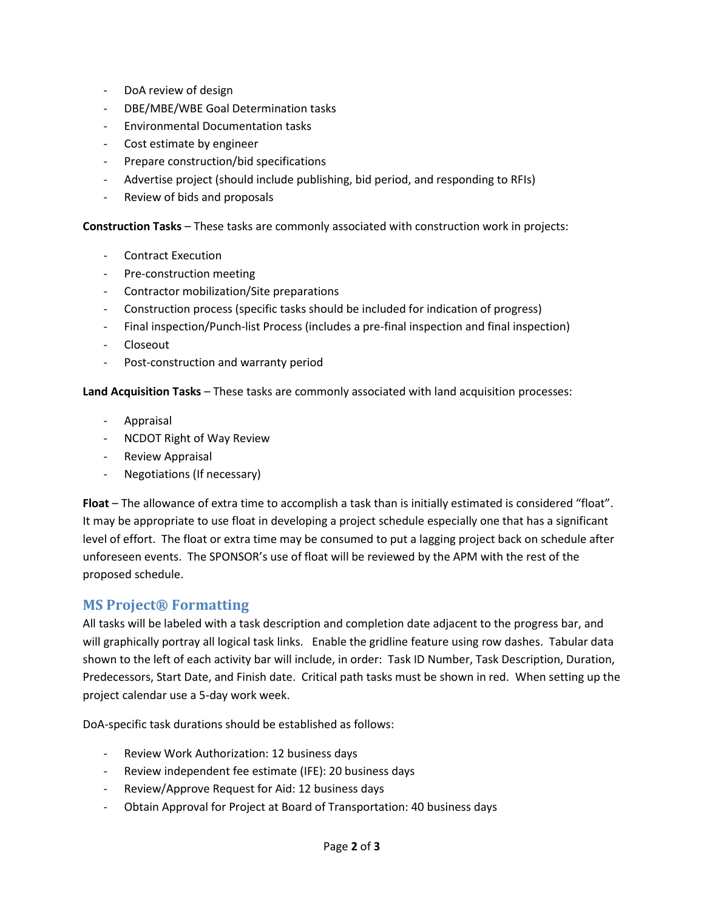- DoA review of design
- DBE/MBE/WBE Goal Determination tasks
- Environmental Documentation tasks
- Cost estimate by engineer
- Prepare construction/bid specifications
- Advertise project (should include publishing, bid period, and responding to RFIs)
- Review of bids and proposals

**Construction Tasks** – These tasks are commonly associated with construction work in projects:

- Contract Execution
- Pre-construction meeting
- Contractor mobilization/Site preparations
- Construction process (specific tasks should be included for indication of progress)
- Final inspection/Punch-list Process (includes a pre-final inspection and final inspection)
- Closeout
- Post-construction and warranty period

**Land Acquisition Tasks** – These tasks are commonly associated with land acquisition processes:

- Appraisal
- NCDOT Right of Way Review
- Review Appraisal
- Negotiations (If necessary)

**Float** – The allowance of extra time to accomplish a task than is initially estimated is considered "float". It may be appropriate to use float in developing a project schedule especially one that has a significant level of effort. The float or extra time may be consumed to put a lagging project back on schedule after unforeseen events. The SPONSOR's use of float will be reviewed by the APM with the rest of the proposed schedule.

## MS Project® Formatting

All tasks will be labeled with a task description and completion date adjacent to the progress bar, and will graphically portray all logical task links. Enable the gridline feature using row dashes. Tabular data shown to the left of each activity bar will include, in order: Task ID Number, Task Description, Duration, Predecessors, Start Date, and Finish date. Critical path tasks must be shown in red. When setting up the project calendar use a 5-day work week.

DoA-specific task durations should be established as follows:

- Review Work Authorization: 12 business days
- Review independent fee estimate (IFE): 20 business days
- Review/Approve Request for Aid: 12 business days
- Obtain Approval for Project at Board of Transportation: 40 business days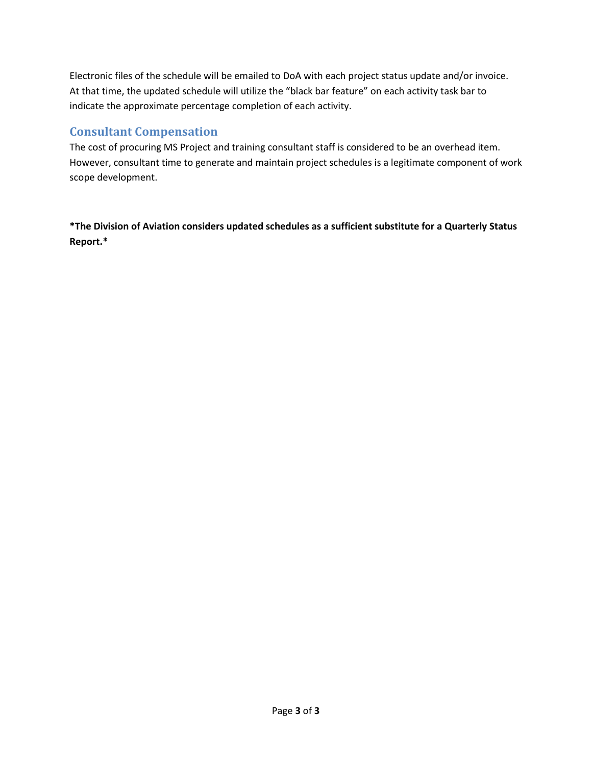Electronic files of the schedule will be emailed to DoA with each project status update and/or invoice. At that time, the updated schedule will utilize the "black bar feature" on each activity task bar to indicate the approximate percentage completion of each activity.

## Consultant Compensation

The cost of procuring MS Project and training consultant staff is considered to be an overhead item. However, consultant time to generate and maintain project schedules is a legitimate component of work scope development.

**\*The Division of Aviation considers updated schedules as a sufficient substitute for a Quarterly Status Report.\***